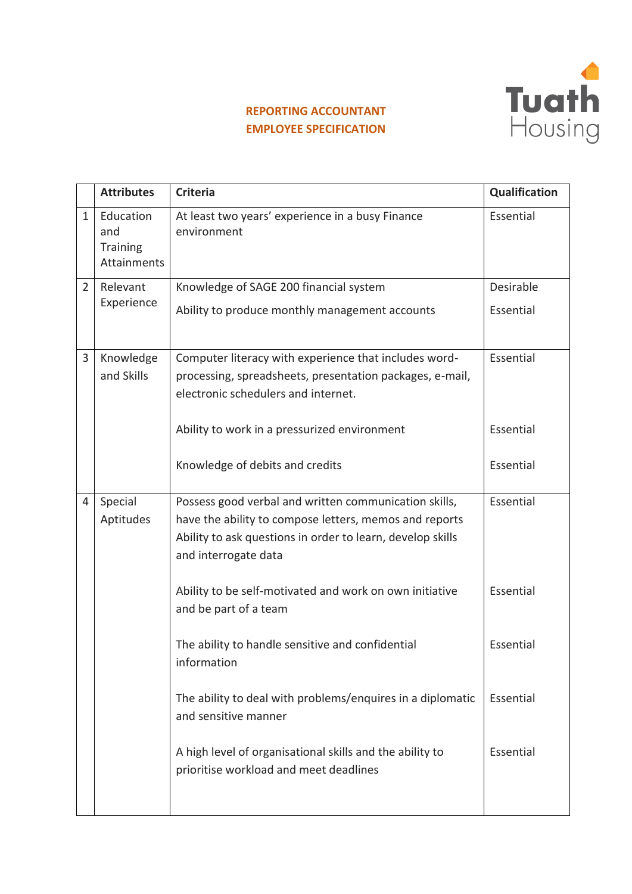**REPORTING ACCOUNTANT**
**EMPLOYEE SPECIFICATION**

Tuath Housing

| | Attributes | Criteria | Qualification |
|---|---|---|---|
| 1 | Education and Training Attainments | At least two years' experience in a busy Finance environment | Essential |
| 2 | Relevant Experience | Knowledge of SAGE 200 financial system | Desirable |
| | | Ability to produce monthly management accounts | Essential |
| 3 | Knowledge and Skills | Computer literacy with experience that includes word-processing, spreadsheets, presentation packages, e-mail, electronic schedulers and internet. | Essential |
| | | Ability to work in a pressurized environment | Essential |
| | | Knowledge of debits and credits | Essential |
| 4 | Special Aptitudes | Possess good verbal and written communication skills, have the ability to compose letters, memos and reports Ability to ask questions in order to learn, develop skills and interrogate data | Essential |
| | | Ability to be self-motivated and work on own initiative and be part of a team | Essential |
| | | The ability to handle sensitive and confidential information | Essential |
| | | The ability to deal with problems/enquires in a diplomatic and sensitive manner | Essential |
| | | A high level of organisational skills and the ability to prioritise workload and meet deadlines | Essential |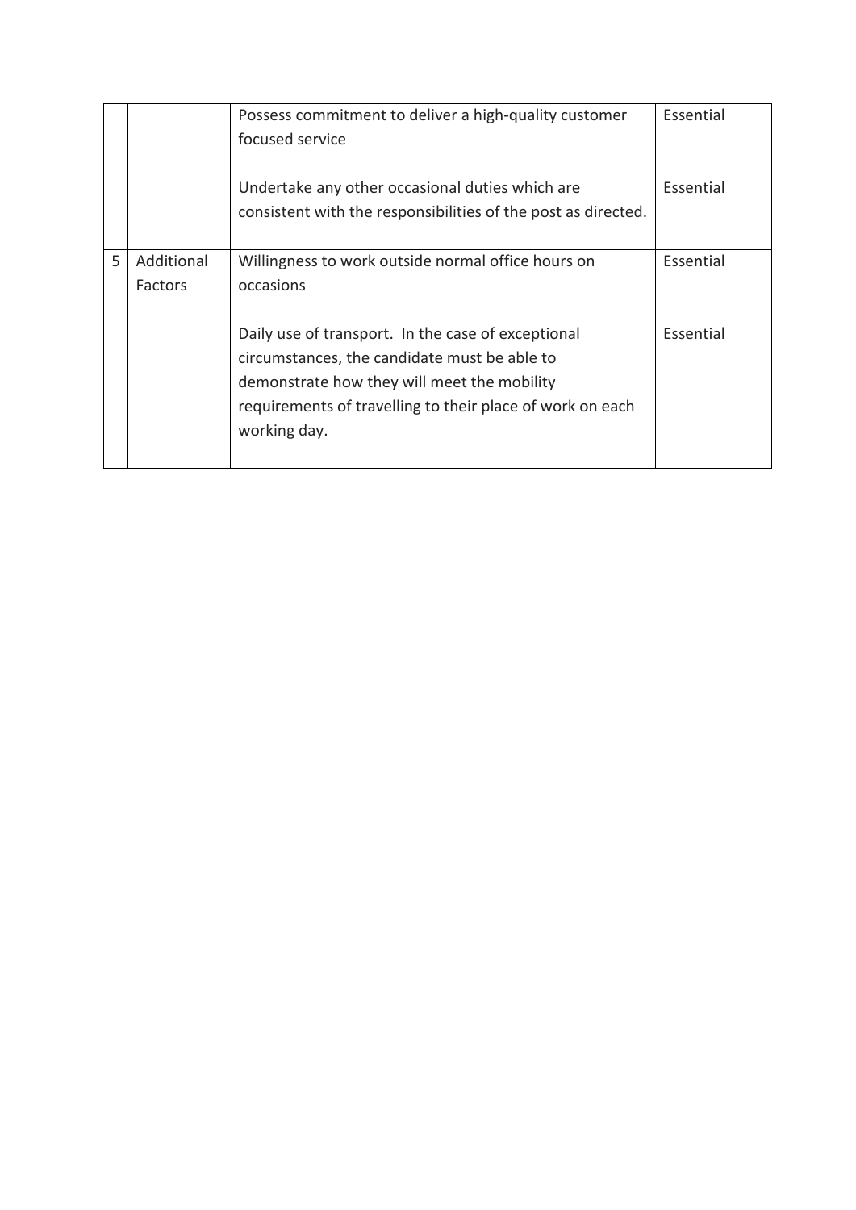| | | | |
|---|---|---|---|
| | | Possess commitment to deliver a high-quality customer focused service<br><br>Undertake any other occasional duties which are consistent with the responsibilities of the post as directed. | Essential<br><br>Essential |
| 5 | Additional Factors | Willingness to work outside normal office hours on occasions<br><br>Daily use of transport. In the case of exceptional circumstances, the candidate must be able to demonstrate how they will meet the mobility requirements of travelling to their place of work on each working day. | Essential<br><br>Essential |